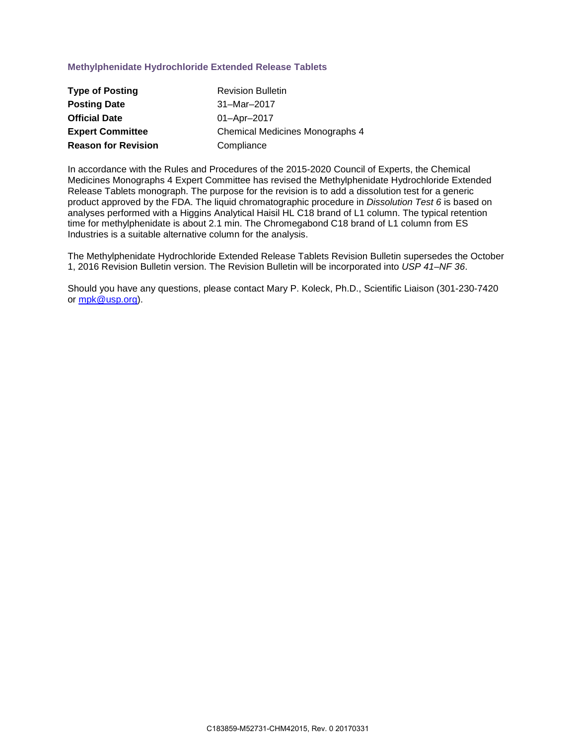### Methylphenidate Hydrochloride Extended Release Tablets

| | |
|---|---|
| **Type of Posting** | Revision Bulletin |
| **Posting Date** | 31–Mar–2017 |
| **Official Date** | 01–Apr–2017 |
| **Expert Committee** | Chemical Medicines Monographs 4 |
| **Reason for Revision** | Compliance |

In accordance with the Rules and Procedures of the 2015-2020 Council of Experts, the Chemical Medicines Monographs 4 Expert Committee has revised the Methylphenidate Hydrochloride Extended Release Tablets monograph. The purpose for the revision is to add a dissolution test for a generic product approved by the FDA. The liquid chromatographic procedure in *Dissolution Test 6* is based on analyses performed with a Higgins Analytical Haisil HL C18 brand of L1 column. The typical retention time for methylphenidate is about 2.1 min. The Chromegabond C18 brand of L1 column from ES Industries is a suitable alternative column for the analysis.

The Methylphenidate Hydrochloride Extended Release Tablets Revision Bulletin supersedes the October 1, 2016 Revision Bulletin version. The Revision Bulletin will be incorporated into *USP 41–NF 36*.

Should you have any questions, please contact Mary P. Koleck, Ph.D., Scientific Liaison (301-230-7420 or mpk@usp.org).

C183859-M52731-CHM42015, Rev. 0 20170331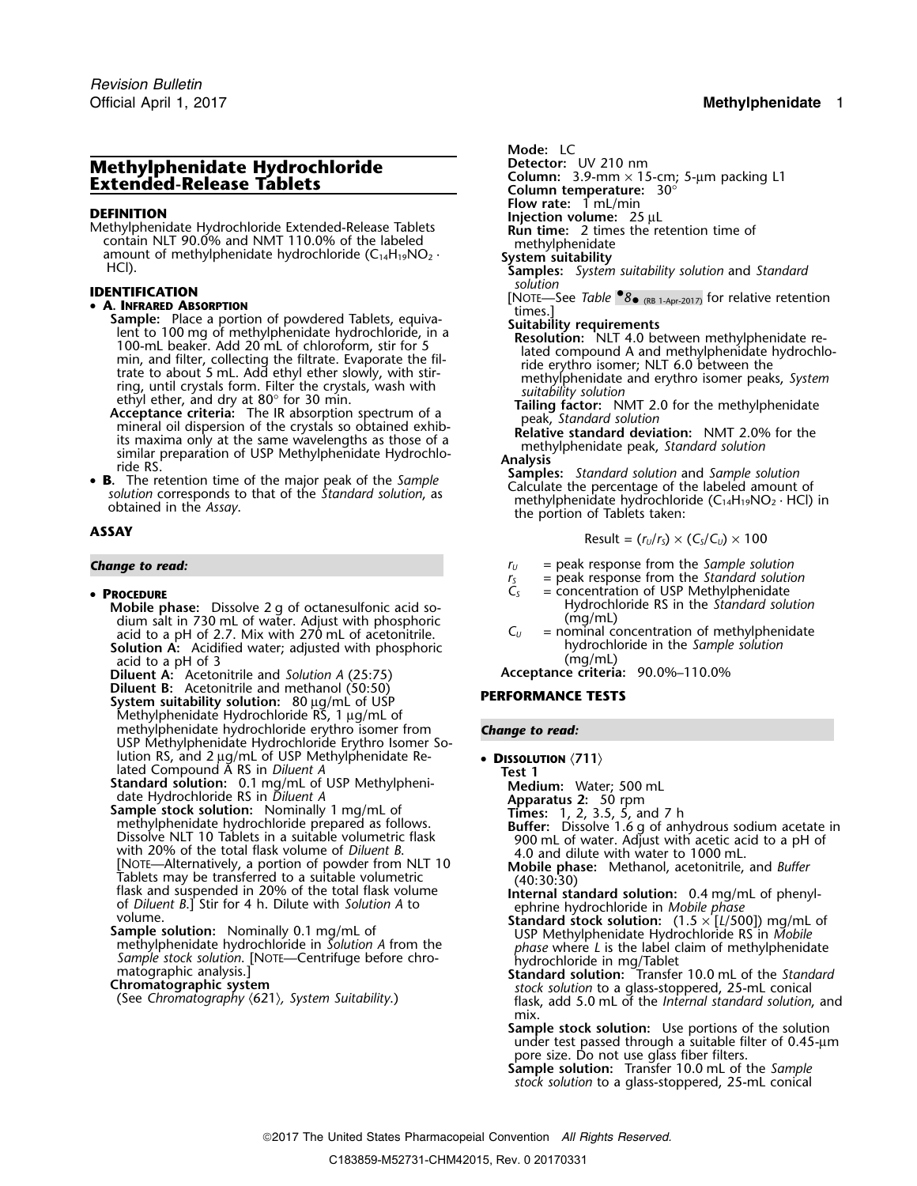# Methylphenidate Hydrochloride Extended-Release Tablets

## DEFINITION

Methylphenidate Hydrochloride Extended-Release Tablets contain NLT 90.0% and NMT 110.0% of the labeled amount of methylphenidate hydrochloride ($C_{14}H_{19}NO_2 \cdot HCl$).

## IDENTIFICATION

- **A. Infrared Absorption**

  **Sample:** Place a portion of powdered Tablets, equivalent to 100 mg of methylphenidate hydrochloride, in a 100-mL beaker. Add 20 mL of chloroform, stir for 5 min, and filter, collecting the filtrate. Evaporate the filtrate to about 5 mL. Add ethyl ether slowly, with stirring, until crystals form. Filter the crystals, wash with ethyl ether, and dry at 80° for 30 min.

  **Acceptance criteria:** The IR absorption spectrum of a mineral oil dispersion of the crystals so obtained exhibits its maxima only at the same wavelengths as those of a similar preparation of USP Methylphenidate Hydrochloride RS.

- **B.** The retention time of the major peak of the *Sample solution* corresponds to that of the *Standard solution*, as obtained in the *Assay*.

## ASSAY

***Change to read:***

- **Procedure**

  **Mobile phase:** Dissolve 2 g of octanesulfonic acid sodium salt in 730 mL of water. Adjust with phosphoric acid to a pH of 2.7. Mix with 270 mL of acetonitrile.

  **Solution A:** Acidified water; adjusted with phosphoric acid to a pH of 3

  **Diluent A:** Acetonitrile and *Solution A* (25:75)

  **Diluent B:** Acetonitrile and methanol (50:50)

  **System suitability solution:** 80 µg/mL of USP Methylphenidate Hydrochloride RS, 1 µg/mL of methylphenidate hydrochloride erythro isomer from USP Methylphenidate Hydrochloride Erythro Isomer Solution RS, and 2 µg/mL of USP Methylphenidate Related Compound A RS in *Diluent A*

  **Standard solution:** 0.1 mg/mL of USP Methylphenidate Hydrochloride RS in *Diluent A*

  **Sample stock solution:** Nominally 1 mg/mL of methylphenidate hydrochloride prepared as follows. Dissolve NLT 10 Tablets in a suitable volumetric flask with 20% of the total flask volume of *Diluent B*. [Note—Alternatively, a portion of powder from NLT 10 Tablets may be transferred to a suitable volumetric flask and suspended in 20% of the total flask volume of *Diluent B*.] Stir for 4 h. Dilute with *Solution A* to volume.

  **Sample solution:** Nominally 0.1 mg/mL of methylphenidate hydrochloride in *Solution A* from the *Sample stock solution*. [Note—Centrifuge before chromatographic analysis.]

  **Chromatographic system**

  (See *Chromatography* ⟨621⟩, *System Suitability*.)

  **Mode:** LC

  **Detector:** UV 210 nm

  **Column:** 3.9-mm × 15-cm; 5-µm packing L1

  **Column temperature:** 30°

  **Flow rate:** 1 mL/min

  **Injection volume:** 25 µL

  **Run time:** 2 times the retention time of methylphenidate

  **System suitability**

  **Samples:** *System suitability solution* and *Standard solution*

  [Note—See *Table* •8• (RB 1-Apr-2017) for relative retention times.]

  **Suitability requirements**

  **Resolution:** NLT 4.0 between methylphenidate related compound A and methylphenidate hydrochloride erythro isomer; NLT 6.0 between the methylphenidate and erythro isomer peaks, *System suitability solution*

  **Tailing factor:** NMT 2.0 for the methylphenidate peak, *Standard solution*

  **Relative standard deviation:** NMT 2.0% for the methylphenidate peak, *Standard solution*

  **Analysis**

  **Samples:** *Standard solution* and *Sample solution*

  Calculate the percentage of the labeled amount of methylphenidate hydrochloride ($C_{14}H_{19}NO_2 \cdot HCl$) in the portion of Tablets taken:

  $$\text{Result} = (r_U/r_S) \times (C_S/C_U) \times 100$$

  $r_U$ = peak response from the *Sample solution*

  $r_S$ = peak response from the *Standard solution*

  $C_S$ = concentration of USP Methylphenidate Hydrochloride RS in the *Standard solution* (mg/mL)

  $C_U$ = nominal concentration of methylphenidate hydrochloride in the *Sample solution* (mg/mL)

  **Acceptance criteria:** 90.0%–110.0%

## PERFORMANCE TESTS

***Change to read:***

- **Dissolution** ⟨711⟩

  **Test 1**

  **Medium:** Water; 500 mL

  **Apparatus 2:** 50 rpm

  **Times:** 1, 2, 3.5, 5, and 7 h

  **Buffer:** Dissolve 1.6 g of anhydrous sodium acetate in 900 mL of water. Adjust with acetic acid to a pH of 4.0 and dilute with water to 1000 mL.

  **Mobile phase:** Methanol, acetonitrile, and *Buffer* (40:30:30)

  **Internal standard solution:** 0.4 mg/mL of phenylephrine hydrochloride in *Mobile phase*

  **Standard stock solution:** $(1.5 \times [L/500])$ mg/mL of USP Methylphenidate Hydrochloride RS in *Mobile phase* where $L$ is the label claim of methylphenidate hydrochloride in mg/Tablet

  **Standard solution:** Transfer 10.0 mL of the *Standard stock solution* to a glass-stoppered, 25-mL conical flask, add 5.0 mL of the *Internal standard solution*, and mix.

  **Sample stock solution:** Use portions of the solution under test passed through a suitable filter of 0.45-µm pore size. Do not use glass fiber filters.

  **Sample solution:** Transfer 10.0 mL of the *Sample stock solution* to a glass-stoppered, 25-mL conical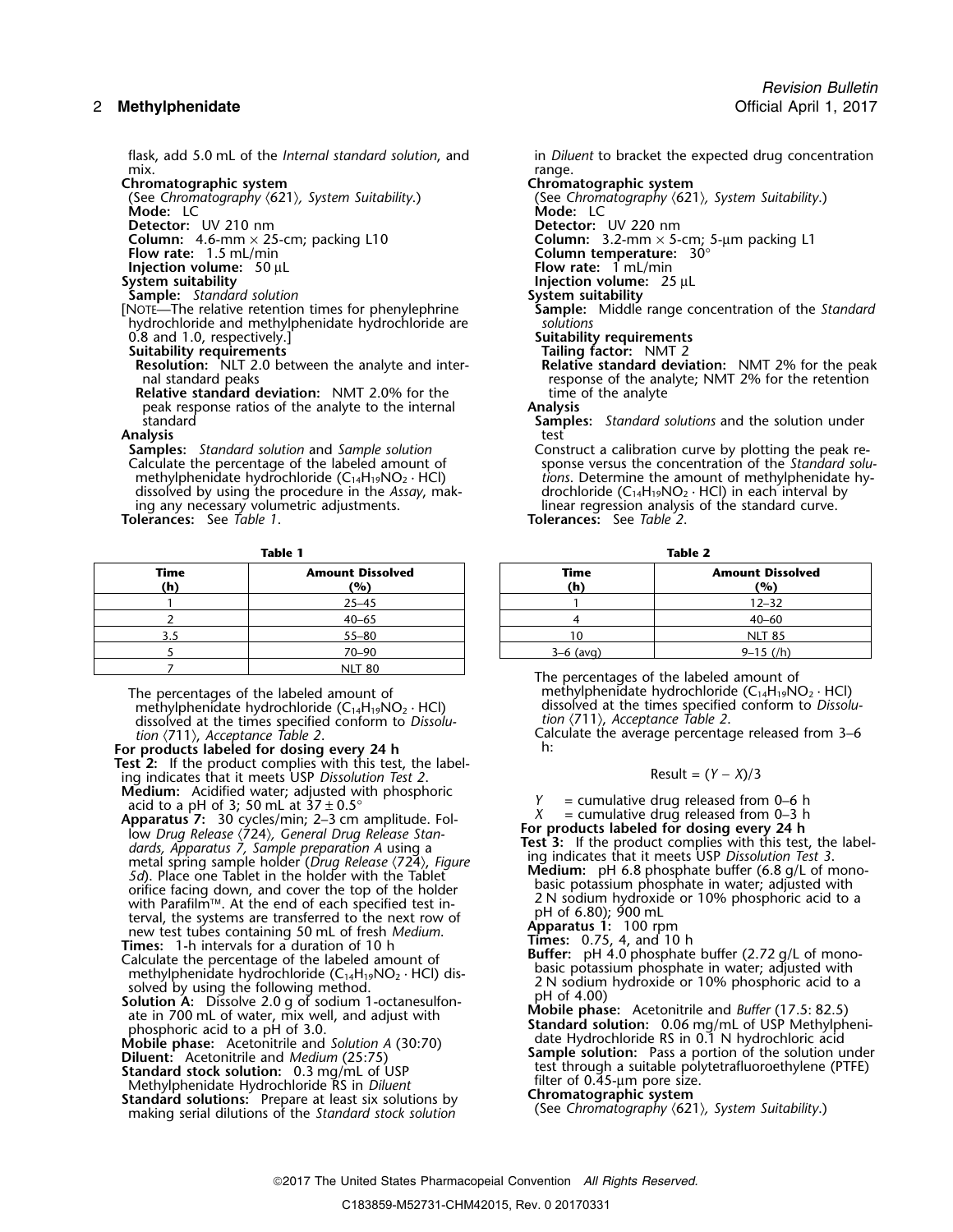flask, add 5.0 mL of the *Internal standard solution*, and mix.

**Chromatographic system**

(See *Chromatography* ⟨621⟩, *System Suitability*.)

**Mode:** LC

**Detector:** UV 210 nm

**Column:** 4.6-mm × 25-cm; packing L10

**Flow rate:** 1.5 mL/min

**Injection volume:** 50 µL

**System suitability**

**Sample:** *Standard solution*

[NOTE—The relative retention times for phenylephrine hydrochloride and methylphenidate hydrochloride are 0.8 and 1.0, respectively.]

**Suitability requirements**

**Resolution:** NLT 2.0 between the analyte and internal standard peaks

**Relative standard deviation:** NMT 2.0% for the peak response ratios of the analyte to the internal standard

**Analysis**

**Samples:** *Standard solution* and *Sample solution*

Calculate the percentage of the labeled amount of methylphenidate hydrochloride ($C_{14}H_{19}NO_2 \cdot HCl$) dissolved by using the procedure in the *Assay*, making any necessary volumetric adjustments.

**Tolerances:** See *Table 1*.

**Table 1**

| Time (h) | Amount Dissolved (%) |
|---|---|
| 1 | 25–45 |
| 2 | 40–65 |
| 3.5 | 55–80 |
| 5 | 70–90 |
| 7 | NLT 80 |

The percentages of the labeled amount of methylphenidate hydrochloride ($C_{14}H_{19}NO_2 \cdot HCl$) dissolved at the times specified conform to *Dissolution* ⟨711⟩, *Acceptance Table 2*.

**For products labeled for dosing every 24 h**

**Test 2:** If the product complies with this test, the labeling indicates that it meets USP *Dissolution Test 2*.

**Medium:** Acidified water; adjusted with phosphoric acid to a pH of 3; 50 mL at 37 ± 0.5°

**Apparatus 7:** 30 cycles/min; 2–3 cm amplitude. Follow *Drug Release* ⟨724⟩, *General Drug Release Standards, Apparatus 7, Sample preparation A* using a metal spring sample holder (*Drug Release* ⟨724⟩, *Figure 5d*). Place one Tablet in the holder with the Tablet orifice facing down, and cover the top of the holder with Parafilm™. At the end of each specified test interval, the systems are transferred to the next row of new test tubes containing 50 mL of fresh *Medium*.

**Times:** 1-h intervals for a duration of 10 h

Calculate the percentage of the labeled amount of methylphenidate hydrochloride ($C_{14}H_{19}NO_2 \cdot HCl$) dissolved by using the following method.

**Solution A:** Dissolve 2.0 g of sodium 1-octanesulfonate in 700 mL of water, mix well, and adjust with phosphoric acid to a pH of 3.0.

**Mobile phase:** Acetonitrile and *Solution A* (30:70)

**Diluent:** Acetonitrile and *Medium* (25:75)

**Standard stock solution:** 0.3 mg/mL of USP Methylphenidate Hydrochloride RS in *Diluent*

**Standard solutions:** Prepare at least six solutions by making serial dilutions of the *Standard stock solution* in *Diluent* to bracket the expected drug concentration range.

**Chromatographic system**

(See *Chromatography* ⟨621⟩, *System Suitability*.)

**Mode:** LC

**Detector:** UV 220 nm

**Column:** 3.2-mm × 5-cm; 5-µm packing L1

**Column temperature:** 30°

**Flow rate:** 1 mL/min

**Injection volume:** 25 µL

**System suitability**

**Sample:** Middle range concentration of the *Standard solutions*

**Suitability requirements**

**Tailing factor:** NMT 2

**Relative standard deviation:** NMT 2% for the peak response of the analyte; NMT 2% for the retention time of the analyte

**Analysis**

**Samples:** *Standard solutions* and the solution under test

Construct a calibration curve by plotting the peak response versus the concentration of the *Standard solutions*. Determine the amount of methylphenidate hydrochloride ($C_{14}H_{19}NO_2 \cdot HCl$) in each interval by linear regression analysis of the standard curve.

**Tolerances:** See *Table 2*.

**Table 2**

| Time (h) | Amount Dissolved (%) |
|---|---|
| 1 | 12–32 |
| 4 | 40–60 |
| 10 | NLT 85 |
| 3–6 (avg) | 9–15 (/h) |

The percentages of the labeled amount of methylphenidate hydrochloride ($C_{14}H_{19}NO_2 \cdot HCl$) dissolved at the times specified conform to *Dissolution* ⟨711⟩, *Acceptance Table 2*.

Calculate the average percentage released from 3–6 h:

$$\text{Result} = (Y - X)/3$$

$Y$ = cumulative drug released from 0–6 h

$X$ = cumulative drug released from 0–3 h

**For products labeled for dosing every 24 h**

**Test 3:** If the product complies with this test, the labeling indicates that it meets USP *Dissolution Test 3*.

**Medium:** pH 6.8 phosphate buffer (6.8 g/L of monobasic potassium phosphate in water; adjusted with 2 N sodium hydroxide or 10% phosphoric acid to a pH of 6.80); 900 mL

**Apparatus 1:** 100 rpm

**Times:** 0.75, 4, and 10 h

**Buffer:** pH 4.0 phosphate buffer (2.72 g/L of monobasic potassium phosphate in water; adjusted with 2 N sodium hydroxide or 10% phosphoric acid to a pH of 4.00)

**Mobile phase:** Acetonitrile and *Buffer* (17.5: 82.5)

**Standard solution:** 0.06 mg/mL of USP Methylphenidate Hydrochloride RS in 0.1 N hydrochloric acid

**Sample solution:** Pass a portion of the solution under test through a suitable polytetrafluoroethylene (PTFE) filter of 0.45-µm pore size.

**Chromatographic system**

(See *Chromatography* ⟨621⟩, *System Suitability*.)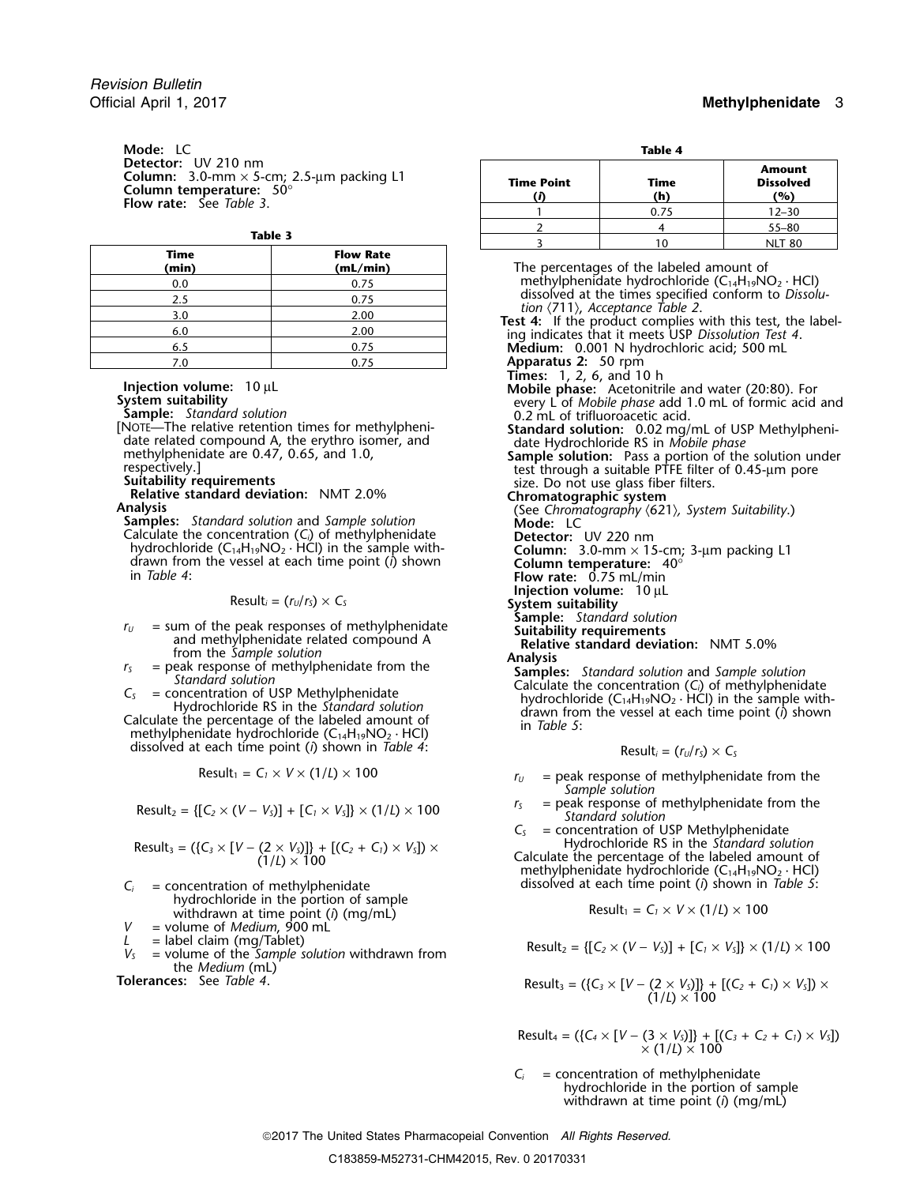**Mode:** LC
**Detector:** UV 210 nm
**Column:** 3.0-mm × 5-cm; 2.5-µm packing L1
**Column temperature:** 50°
**Flow rate:** See *Table 3*.

**Table 3**

| Time (min) | Flow Rate (mL/min) |
|---|---|
| 0.0 | 0.75 |
| 2.5 | 0.75 |
| 3.0 | 2.00 |
| 6.0 | 2.00 |
| 6.5 | 0.75 |
| 7.0 | 0.75 |

**Injection volume:** 10 µL
**System suitability**
**Sample:** *Standard solution*
[NOTE—The relative retention times for methylphenidate related compound A, the erythro isomer, and methylphenidate are 0.47, 0.65, and 1.0, respectively.]
**Suitability requirements**
**Relative standard deviation:** NMT 2.0%
**Analysis**
**Samples:** *Standard solution* and *Sample solution*
Calculate the concentration ($C_i$) of methylphenidate hydrochloride ($C_{14}H_{19}NO_2 \cdot HCl$) in the sample withdrawn from the vessel at each time point ($i$) shown in *Table 4*:

$$\mathrm{Result}_i = (r_U/r_S) \times C_S$$

$r_U$ = sum of the peak responses of methylphenidate and methylphenidate related compound A from the *Sample solution*
$r_S$ = peak response of methylphenidate from the *Standard solution*
$C_S$ = concentration of USP Methylphenidate Hydrochloride RS in the *Standard solution*

Calculate the percentage of the labeled amount of methylphenidate hydrochloride ($C_{14}H_{19}NO_2 \cdot HCl$) dissolved at each time point ($i$) shown in *Table 4*:

$$\mathrm{Result}_1 = C_1 \times V \times (1/L) \times 100$$

$$\mathrm{Result}_2 = \{[C_2 \times (V - V_S)] + [C_1 \times V_S]\} \times (1/L) \times 100$$

$$\mathrm{Result}_3 = (\{C_3 \times [V - (2 \times V_S)]\} + [(C_2 + C_1) \times V_S]) \times (1/L) \times 100$$

$C_i$ = concentration of methylphenidate hydrochloride in the portion of sample withdrawn at time point ($i$) (mg/mL)
$V$ = volume of *Medium*, 900 mL
$L$ = label claim (mg/Tablet)
$V_S$ = volume of the *Sample solution* withdrawn from the *Medium* (mL)

**Tolerances:** See *Table 4*.

**Table 4**

| Time Point (*i*) | Time (h) | Amount Dissolved (%) |
|---|---|---|
| 1 | 0.75 | 12–30 |
| 2 | 4 | 55–80 |
| 3 | 10 | NLT 80 |

The percentages of the labeled amount of methylphenidate hydrochloride ($C_{14}H_{19}NO_2 \cdot HCl$) dissolved at the times specified conform to *Dissolution* ⟨711⟩, *Acceptance Table 2*.

**Test 4:** If the product complies with this test, the labeling indicates that it meets USP *Dissolution Test 4*.
**Medium:** 0.001 N hydrochloric acid; 500 mL
**Apparatus 2:** 50 rpm
**Times:** 1, 2, 6, and 10 h
**Mobile phase:** Acetonitrile and water (20:80). For every L of *Mobile phase* add 1.0 mL of formic acid and 0.2 mL of trifluoroacetic acid.
**Standard solution:** 0.02 mg/mL of USP Methylphenidate Hydrochloride RS in *Mobile phase*
**Sample solution:** Pass a portion of the solution under test through a suitable PTFE filter of 0.45-µm pore size. Do not use glass fiber filters.
**Chromatographic system**
(See *Chromatography* ⟨621⟩, *System Suitability*.)
**Mode:** LC
**Detector:** UV 220 nm
**Column:** 3.0-mm × 15-cm; 3-µm packing L1
**Column temperature:** 40°
**Flow rate:** 0.75 mL/min
**Injection volume:** 10 µL
**System suitability**
**Sample:** *Standard solution*
**Suitability requirements**
**Relative standard deviation:** NMT 5.0%
**Analysis**
**Samples:** *Standard solution* and *Sample solution*
Calculate the concentration ($C_i$) of methylphenidate hydrochloride ($C_{14}H_{19}NO_2 \cdot HCl$) in the sample withdrawn from the vessel at each time point ($i$) shown in *Table 5*:

$$\mathrm{Result}_i = (r_U/r_S) \times C_S$$

$r_U$ = peak response of methylphenidate from the *Sample solution*
$r_S$ = peak response of methylphenidate from the *Standard solution*
$C_S$ = concentration of USP Methylphenidate Hydrochloride RS in the *Standard solution*

Calculate the percentage of the labeled amount of methylphenidate hydrochloride ($C_{14}H_{19}NO_2 \cdot HCl$) dissolved at each time point ($i$) shown in *Table 5*:

$$\mathrm{Result}_1 = C_1 \times V \times (1/L) \times 100$$

$$\mathrm{Result}_2 = \{[C_2 \times (V - V_S)] + [C_1 \times V_S]\} \times (1/L) \times 100$$

$$\mathrm{Result}_3 = (\{C_3 \times [V - (2 \times V_S)]\} + [(C_2 + C_1) \times V_S]) \times (1/L) \times 100$$

$$\mathrm{Result}_4 = (\{C_4 \times [V - (3 \times V_S)]\} + [(C_3 + C_2 + C_1) \times V_S]) \times (1/L) \times 100$$

$C_i$ = concentration of methylphenidate hydrochloride in the portion of sample withdrawn at time point ($i$) (mg/mL)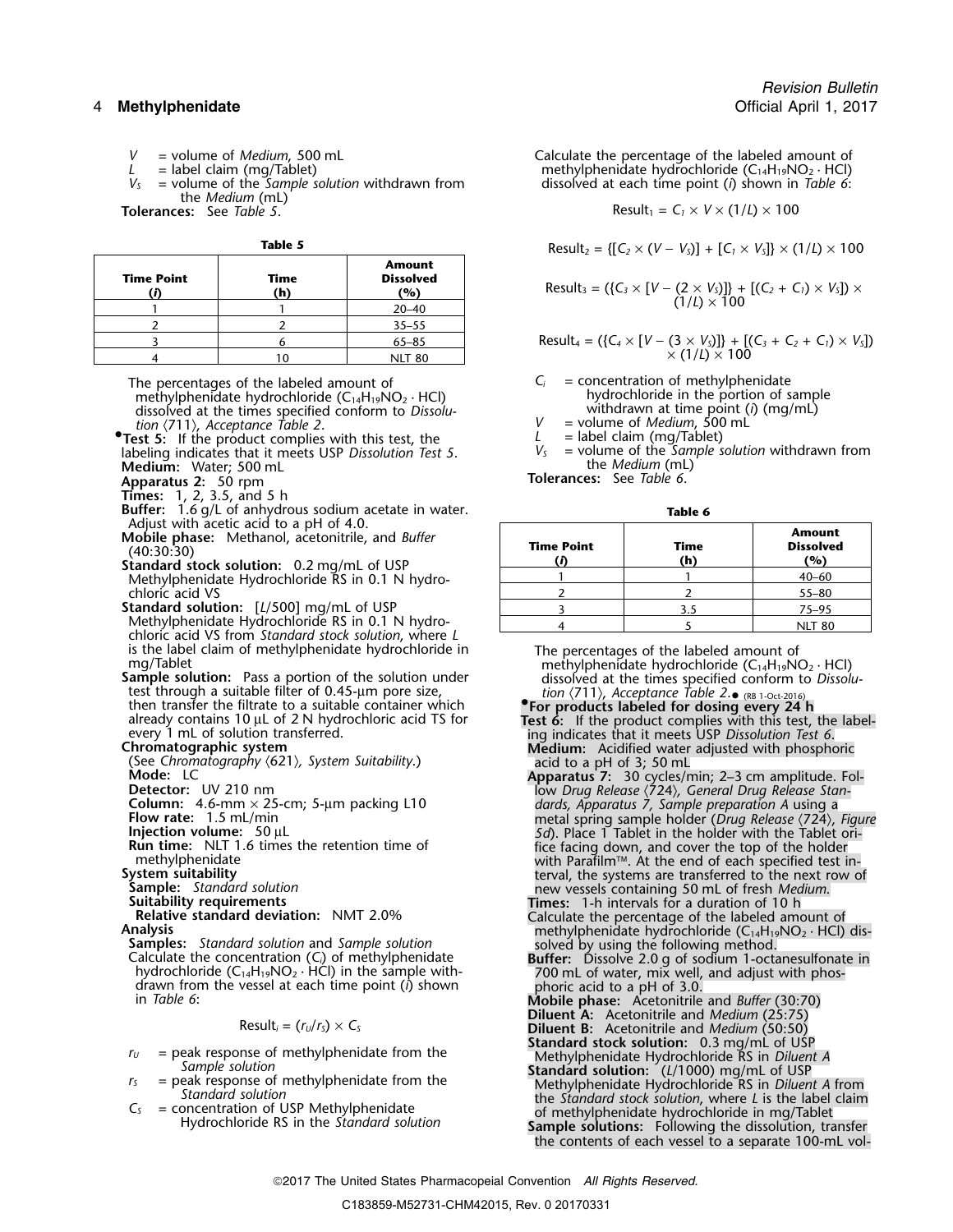$V$ = volume of *Medium*, 500 mL
$L$ = label claim (mg/Tablet)
$V_S$ = volume of the *Sample solution* withdrawn from the *Medium* (mL)

**Tolerances:** See *Table 5*.

**Table 5**

| Time Point (*i*) | Time (h) | Amount Dissolved (%) |
|---|---|---|
| 1 | 1 | 20–40 |
| 2 | 2 | 35–55 |
| 3 | 6 | 65–85 |
| 4 | 10 | NLT 80 |

The percentages of the labeled amount of methylphenidate hydrochloride ($C_{14}H_{19}NO_2 \cdot HCl$) dissolved at the times specified conform to *Dissolution* ⟨711⟩, *Acceptance Table 2*.

•**Test 5:** If the product complies with this test, the labeling indicates that it meets USP *Dissolution Test 5*.
**Medium:** Water; 500 mL
**Apparatus 2:** 50 rpm
**Times:** 1, 2, 3.5, and 5 h
**Buffer:** 1.6 g/L of anhydrous sodium acetate in water. Adjust with acetic acid to a pH of 4.0.
**Mobile phase:** Methanol, acetonitrile, and *Buffer* (40:30:30)
**Standard stock solution:** 0.2 mg/mL of USP Methylphenidate Hydrochloride RS in 0.1 N hydrochloric acid VS
**Standard solution:** [$L$/500] mg/mL of USP Methylphenidate Hydrochloride RS in 0.1 N hydrochloric acid VS from *Standard stock solution*, where $L$ is the label claim of methylphenidate hydrochloride in mg/Tablet
**Sample solution:** Pass a portion of the solution under test through a suitable filter of 0.45-µm pore size, then transfer the filtrate to a suitable container which already contains 10 µL of 2 N hydrochloric acid TS for every 1 mL of solution transferred.
**Chromatographic system**
(See *Chromatography* ⟨621⟩*, System Suitability*.)
**Mode:** LC
**Detector:** UV 210 nm
**Column:** 4.6-mm × 25-cm; 5-µm packing L10
**Flow rate:** 1.5 mL/min
**Injection volume:** 50 µL
**Run time:** NLT 1.6 times the retention time of methylphenidate
**System suitability**
**Sample:** *Standard solution*
**Suitability requirements**
**Relative standard deviation:** NMT 2.0%
**Analysis**
**Samples:** *Standard solution* and *Sample solution*
Calculate the concentration ($C_i$) of methylphenidate hydrochloride ($C_{14}H_{19}NO_2 \cdot HCl$) in the sample withdrawn from the vessel at each time point ($i$) shown in *Table 6*:

$$\text{Result}_i = (r_U/r_S) \times C_S$$

$r_U$ = peak response of methylphenidate from the *Sample solution*
$r_S$ = peak response of methylphenidate from the *Standard solution*
$C_S$ = concentration of USP Methylphenidate Hydrochloride RS in the *Standard solution*

Calculate the percentage of the labeled amount of methylphenidate hydrochloride ($C_{14}H_{19}NO_2 \cdot HCl$) dissolved at each time point ($i$) shown in *Table 6*:

$$\text{Result}_1 = C_1 \times V \times (1/L) \times 100$$

$$\text{Result}_2 = \{[C_2 \times (V - V_S)] + [C_1 \times V_S]\} \times (1/L) \times 100$$

$$\text{Result}_3 = (\{C_3 \times [V - (2 \times V_S)]\} + [(C_2 + C_1) \times V_S]) \times (1/L) \times 100$$

$$\text{Result}_4 = (\{C_4 \times [V - (3 \times V_S)]\} + [(C_3 + C_2 + C_1) \times V_S]) \times (1/L) \times 100$$

$C_i$ = concentration of methylphenidate hydrochloride in the portion of sample withdrawn at time point ($i$) (mg/mL)
$V$ = volume of *Medium*, 500 mL
$L$ = label claim (mg/Tablet)
$V_S$ = volume of the *Sample solution* withdrawn from the *Medium* (mL)

**Tolerances:** See *Table 6*.

**Table 6**

| Time Point (*i*) | Time (h) | Amount Dissolved (%) |
|---|---|---|
| 1 | 1 | 40–60 |
| 2 | 2 | 55–80 |
| 3 | 3.5 | 75–95 |
| 4 | 5 | NLT 80 |

The percentages of the labeled amount of methylphenidate hydrochloride ($C_{14}H_{19}NO_2 \cdot HCl$) dissolved at the times specified conform to *Dissolution* ⟨711⟩, *Acceptance Table 2*.• (RB 1-Oct-2016)

•**For products labeled for dosing every 24 h**

**Test 6:** If the product complies with this test, the labeling indicates that it meets USP *Dissolution Test 6*.
**Medium:** Acidified water adjusted with phosphoric acid to a pH of 3; 50 mL
**Apparatus 7:** 30 cycles/min; 2–3 cm amplitude. Follow *Drug Release* ⟨724⟩, *General Drug Release Standards, Apparatus 7, Sample preparation A* using a metal spring sample holder (*Drug Release* ⟨724⟩, *Figure 5d*). Place 1 Tablet in the holder with the Tablet orifice facing down, and cover the top of the holder with Parafilm™. At the end of each specified test interval, the systems are transferred to the next row of new vessels containing 50 mL of fresh *Medium*.
**Times:** 1-h intervals for a duration of 10 h
Calculate the percentage of the labeled amount of methylphenidate hydrochloride ($C_{14}H_{19}NO_2 \cdot HCl$) dissolved by using the following method.
**Buffer:** Dissolve 2.0 g of sodium 1-octanesulfonate in 700 mL of water, mix well, and adjust with phosphoric acid to a pH of 3.0.
**Mobile phase:** Acetonitrile and *Buffer* (30:70)
**Diluent A:** Acetonitrile and *Medium* (25:75)
**Diluent B:** Acetonitrile and *Medium* (50:50)
**Standard stock solution:** 0.3 mg/mL of USP Methylphenidate Hydrochloride RS in *Diluent A*
**Standard solution:** ($L$/1000) mg/mL of USP Methylphenidate Hydrochloride RS in *Diluent A* from the *Standard stock solution*, where $L$ is the label claim of methylphenidate hydrochloride in mg/Tablet
**Sample solutions:** Following the dissolution, transfer the contents of each vessel to a separate 100-mL vol-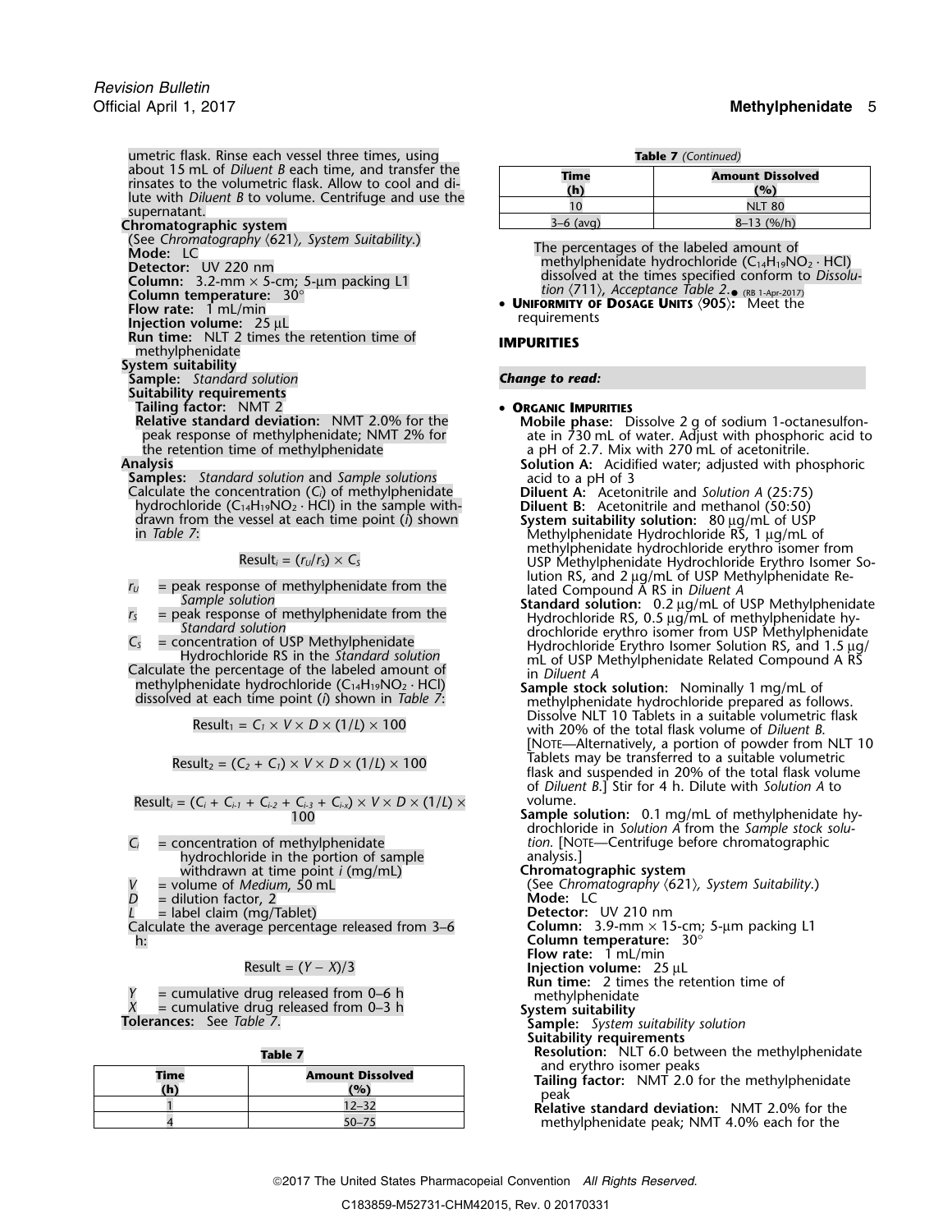umetric flask. Rinse each vessel three times, using about 15 mL of *Diluent B* each time, and transfer the rinsates to the volumetric flask. Allow to cool and dilute with *Diluent B* to volume. Centrifuge and use the supernatant.

**Chromatographic system**

(See *Chromatography* ⟨621⟩, *System Suitability*.)

**Mode:** LC

**Detector:** UV 220 nm

**Column:** 3.2-mm × 5-cm; 5-µm packing L1

**Column temperature:** 30°

**Flow rate:** 1 mL/min

**Injection volume:** 25 µL

**Run time:** NLT 2 times the retention time of methylphenidate

**System suitability**

**Sample:** *Standard solution*

**Suitability requirements**

**Tailing factor:** NMT 2

**Relative standard deviation:** NMT 2.0% for the peak response of methylphenidate; NMT 2% for the retention time of methylphenidate

**Analysis**

**Samples:** *Standard solution* and *Sample solutions*

Calculate the concentration ($C_i$) of methylphenidate hydrochloride ($C_{14}H_{19}NO_2 \cdot HCl$) in the sample withdrawn from the vessel at each time point ($i$) shown in *Table 7*:

$$\text{Result}_i = (r_U/r_S) \times C_S$$

$r_U$ = peak response of methylphenidate from the *Sample solution*

$r_S$ = peak response of methylphenidate from the *Standard solution*

$C_S$ = concentration of USP Methylphenidate Hydrochloride RS in the *Standard solution*

Calculate the percentage of the labeled amount of methylphenidate hydrochloride ($C_{14}H_{19}NO_2 \cdot HCl$) dissolved at each time point ($i$) shown in *Table 7*:

$$\text{Result}_1 = C_1 \times V \times D \times (1/L) \times 100$$

$$\text{Result}_2 = (C_2 + C_1) \times V \times D \times (1/L) \times 100$$

$$\text{Result}_i = (C_i + C_{i-1} + C_{i-2} + C_{i-3} + C_{i-x}) \times V \times D \times (1/L) \times 100$$

$C_i$ = concentration of methylphenidate hydrochloride in the portion of sample withdrawn at time point $i$ (mg/mL)

$V$ = volume of *Medium*, 50 mL

$D$ = dilution factor, 2

$L$ = label claim (mg/Tablet)

Calculate the average percentage released from 3–6 h:

$$\text{Result} = (Y - X)/3$$

$Y$ = cumulative drug released from 0–6 h

$X$ = cumulative drug released from 0–3 h

**Tolerances:** See *Table 7*.

**Table 7**

| Time (h) | Amount Dissolved (%) |
|---|---|
| 1 | 12–32 |
| 4 | 50–75 |
| 10 | NLT 80 |
| 3–6 (avg) | 8–13 (%/h) |

The percentages of the labeled amount of methylphenidate hydrochloride ($C_{14}H_{19}NO_2 \cdot HCl$) dissolved at the times specified conform to *Dissolution* ⟨711⟩, *Acceptance Table 2*.● (RB 1-Apr-2017)

- **UNIFORMITY OF DOSAGE UNITS** ⟨905⟩: Meet the requirements

## IMPURITIES

***Change to read:***

- **ORGANIC IMPURITIES**

**Mobile phase:** Dissolve 2 g of sodium 1-octanesulfonate in 730 mL of water. Adjust with phosphoric acid to a pH of 2.7. Mix with 270 mL of acetonitrile.

**Solution A:** Acidified water; adjusted with phosphoric acid to a pH of 3

**Diluent A:** Acetonitrile and *Solution A* (25:75)

**Diluent B:** Acetonitrile and methanol (50:50)

**System suitability solution:** 80 µg/mL of USP Methylphenidate Hydrochloride RS, 1 µg/mL of methylphenidate hydrochloride erythro isomer from USP Methylphenidate Hydrochloride Erythro Isomer Solution RS, and 2 µg/mL of USP Methylphenidate Related Compound A RS in *Diluent A*

**Standard solution:** 0.2 µg/mL of USP Methylphenidate Hydrochloride RS, 0.5 µg/mL of methylphenidate hydrochloride erythro isomer from USP Methylphenidate Hydrochloride Erythro Isomer Solution RS, and 1.5 µg/mL of USP Methylphenidate Related Compound A RS in *Diluent A*

**Sample stock solution:** Nominally 1 mg/mL of methylphenidate hydrochloride prepared as follows. Dissolve NLT 10 Tablets in a suitable volumetric flask with 20% of the total flask volume of *Diluent B*. [NOTE—Alternatively, a portion of powder from NLT 10 Tablets may be transferred to a suitable volumetric flask and suspended in 20% of the total flask volume of *Diluent B*.] Stir for 4 h. Dilute with *Solution A* to volume.

**Sample solution:** 0.1 mg/mL of methylphenidate hydrochloride in *Solution A* from the *Sample stock solution*. [NOTE—Centrifuge before chromatographic analysis.]

**Chromatographic system**

(See *Chromatography* ⟨621⟩, *System Suitability*.)

**Mode:** LC

**Detector:** UV 210 nm

**Column:** 3.9-mm × 15-cm; 5-µm packing L1

**Column temperature:** 30°

**Flow rate:** 1 mL/min

**Injection volume:** 25 µL

**Run time:** 2 times the retention time of methylphenidate

**System suitability**

**Sample:** *System suitability solution*

**Suitability requirements**

**Resolution:** NLT 6.0 between the methylphenidate and erythro isomer peaks

**Tailing factor:** NMT 2.0 for the methylphenidate peak

**Relative standard deviation:** NMT 2.0% for the methylphenidate peak; NMT 4.0% each for the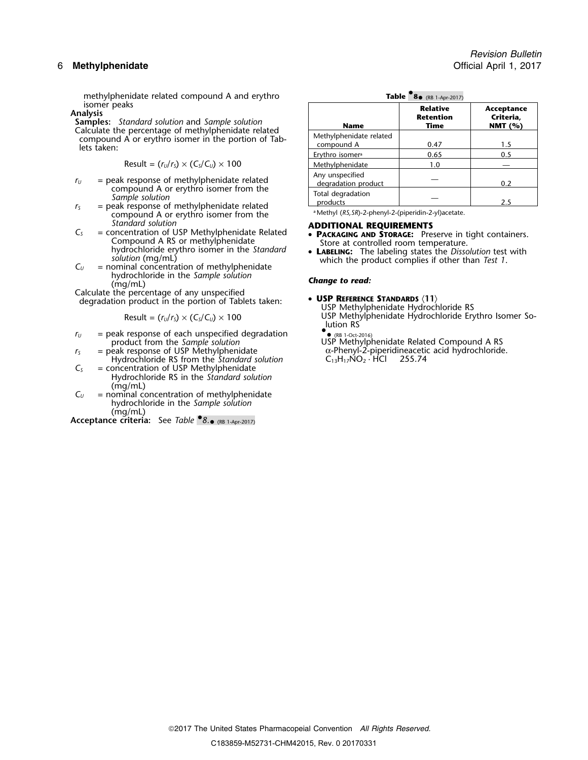methylphenidate related compound A and erythro isomer peaks

**Analysis**

**Samples:** *Standard solution* and *Sample solution*

Calculate the percentage of methylphenidate related compound A or erythro isomer in the portion of Tablets taken:

$$\text{Result} = (r_U/r_S) \times (C_S/C_U) \times 100$$

$r_U$ = peak response of methylphenidate related compound A or erythro isomer from the *Sample solution*

$r_S$ = peak response of methylphenidate related compound A or erythro isomer from the *Standard solution*

$C_S$ = concentration of USP Methylphenidate Related Compound A RS or methylphenidate hydrochloride erythro isomer in the *Standard solution* (mg/mL)

$C_U$ = nominal concentration of methylphenidate hydrochloride in the *Sample solution* (mg/mL)

Calculate the percentage of any unspecified degradation product in the portion of Tablets taken:

$$\text{Result} = (r_U/r_S) \times (C_S/C_U) \times 100$$

$r_U$ = peak response of each unspecified degradation product from the *Sample solution*

$r_S$ = peak response of USP Methylphenidate Hydrochloride RS from the *Standard solution*

$C_S$ = concentration of USP Methylphenidate Hydrochloride RS in the *Standard solution* (mg/mL)

$C_U$ = nominal concentration of methylphenidate hydrochloride in the *Sample solution* (mg/mL)

**Acceptance criteria:** See *Table* •*8*.• (RB 1-Apr-2017)

**Table •8• (RB 1-Apr-2017)**

| Name | Relative Retention Time | Acceptance Criteria, NMT (%) |
|---|---|---|
| Methylphenidate related compound A | 0.47 | 1.5 |
| Erythro isomer[a] | 0.65 | 0.5 |
| Methylphenidate | 1.0 | — |
| Any unspecified degradation product | — | 0.2 |
| Total degradation products | — | 2.5 |

[a] Methyl (*RS,SR*)-2-phenyl-2-(piperidin-2-yl)acetate.

## ADDITIONAL REQUIREMENTS

- **PACKAGING AND STORAGE:** Preserve in tight containers. Store at controlled room temperature.
- **LABELING:** The labeling states the *Dissolution* test with which the product complies if other than *Test 1*.

***Change to read:***

- **USP REFERENCE STANDARDS ⟨11⟩**
  USP Methylphenidate Hydrochloride RS
  USP Methylphenidate Hydrochloride Erythro Isomer Solution RS
  •• (RB 1-Oct-2016)
  USP Methylphenidate Related Compound A RS
  α-Phenyl-2-piperidineacetic acid hydrochloride.
  $C_{13}H_{17}NO_2 \cdot HCl$ 255.74